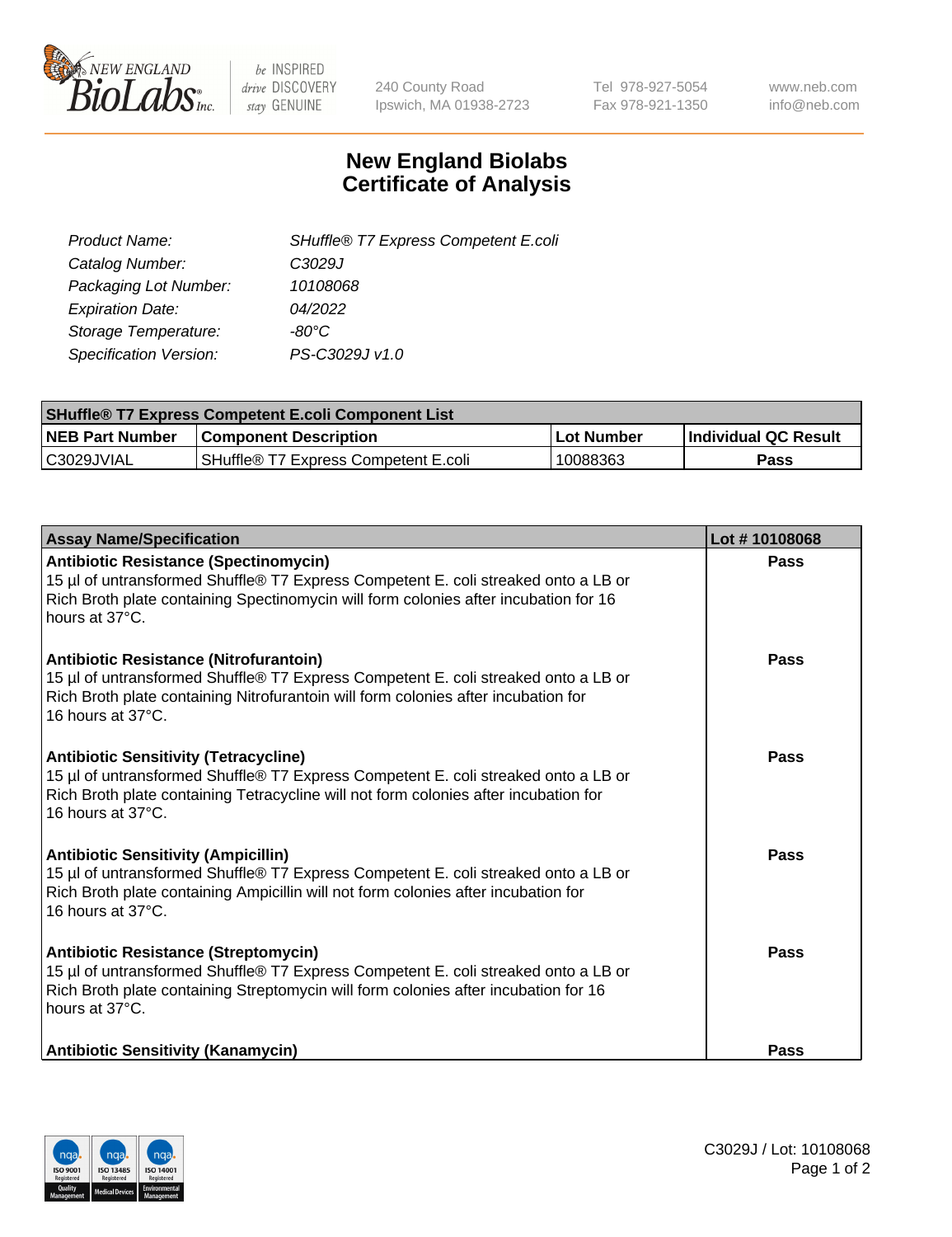# New England Biolabs Certificate of Analysis

| | |
|---|---|
| *Product Name:* | *SHuffle® T7 Express Competent E.coli* |
| *Catalog Number:* | *C3029J* |
| *Packaging Lot Number:* | *10108068* |
| *Expiration Date:* | *04/2022* |
| *Storage Temperature:* | *-80°C* |
| *Specification Version:* | *PS-C3029J v1.0* |

| SHuffle® T7 Express Competent E.coli Component List | | | |
|---|---|---|---|
| **NEB Part Number** | **Component Description** | **Lot Number** | **Individual QC Result** |
| C3029JVIAL | SHuffle® T7 Express Competent E.coli | 10088363 | **Pass** |

| Assay Name/Specification | Lot # 10108068 |
|---|---|
| **Antibiotic Resistance (Spectinomycin)**<br>15 µl of untransformed Shuffle® T7 Express Competent E. coli streaked onto a LB or Rich Broth plate containing Spectinomycin will form colonies after incubation for 16 hours at 37°C. | **Pass** |
| **Antibiotic Resistance (Nitrofurantoin)**<br>15 µl of untransformed Shuffle® T7 Express Competent E. coli streaked onto a LB or Rich Broth plate containing Nitrofurantoin will form colonies after incubation for 16 hours at 37°C. | **Pass** |
| **Antibiotic Sensitivity (Tetracycline)**<br>15 µl of untransformed Shuffle® T7 Express Competent E. coli streaked onto a LB or Rich Broth plate containing Tetracycline will not form colonies after incubation for 16 hours at 37°C. | **Pass** |
| **Antibiotic Sensitivity (Ampicillin)**<br>15 µl of untransformed Shuffle® T7 Express Competent E. coli streaked onto a LB or Rich Broth plate containing Ampicillin will not form colonies after incubation for 16 hours at 37°C. | **Pass** |
| **Antibiotic Resistance (Streptomycin)**<br>15 µl of untransformed Shuffle® T7 Express Competent E. coli streaked onto a LB or Rich Broth plate containing Streptomycin will form colonies after incubation for 16 hours at 37°C. | **Pass** |
| **Antibiotic Sensitivity (Kanamycin)** | **Pass** |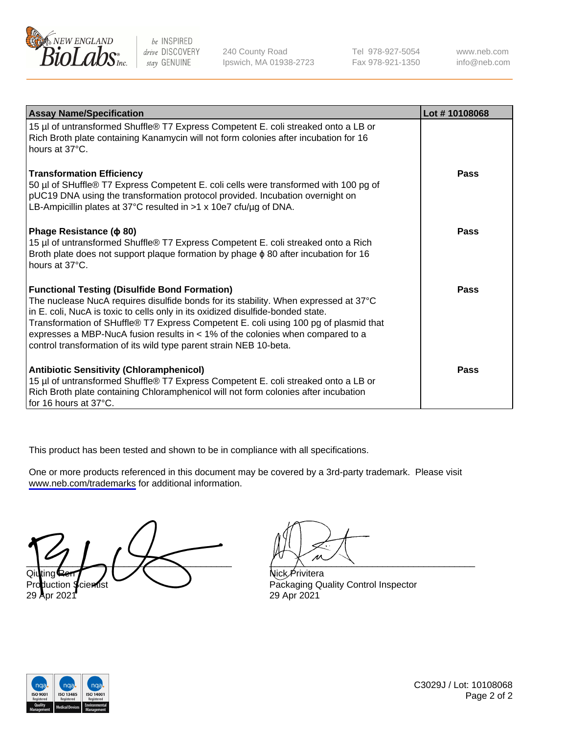| Assay Name/Specification | Lot # 10108068 |
| --- | --- |
| 15 µl of untransformed Shuffle® T7 Express Competent E. coli streaked onto a LB or Rich Broth plate containing Kanamycin will not form colonies after incubation for 16 hours at 37°C. | |
| **Transformation Efficiency** 50 µl of SHuffle® T7 Express Competent E. coli cells were transformed with 100 pg of pUC19 DNA using the transformation protocol provided. Incubation overnight on LB-Ampicillin plates at 37°C resulted in >1 x 10e7 cfu/µg of DNA. | **Pass** |
| **Phage Resistance (ϕ 80)** 15 µl of untransformed Shuffle® T7 Express Competent E. coli streaked onto a Rich Broth plate does not support plaque formation by phage ϕ 80 after incubation for 16 hours at 37°C. | **Pass** |
| **Functional Testing (Disulfide Bond Formation)** The nuclease NucA requires disulfide bonds for its stability. When expressed at 37°C in E. coli, NucA is toxic to cells only in its oxidized disulfide-bonded state. Transformation of SHuffle® T7 Express Competent E. coli using 100 pg of plasmid that expresses a MBP-NucA fusion results in < 1% of the colonies when compared to a control transformation of its wild type parent strain NEB 10-beta. | **Pass** |
| **Antibiotic Sensitivity (Chloramphenicol)** 15 µl of untransformed Shuffle® T7 Express Competent E. coli streaked onto a LB or Rich Broth plate containing Chloramphenicol will not form colonies after incubation for 16 hours at 37°C. | **Pass** |

This product has been tested and shown to be in compliance with all specifications.

One or more products referenced in this document may be covered by a 3rd-party trademark. Please visit www.neb.com/trademarks for additional information.

Qiuting Ren
Production Scientist
29 Apr 2021

Nick Privitera
Packaging Quality Control Inspector
29 Apr 2021

C3029J / Lot: 10108068